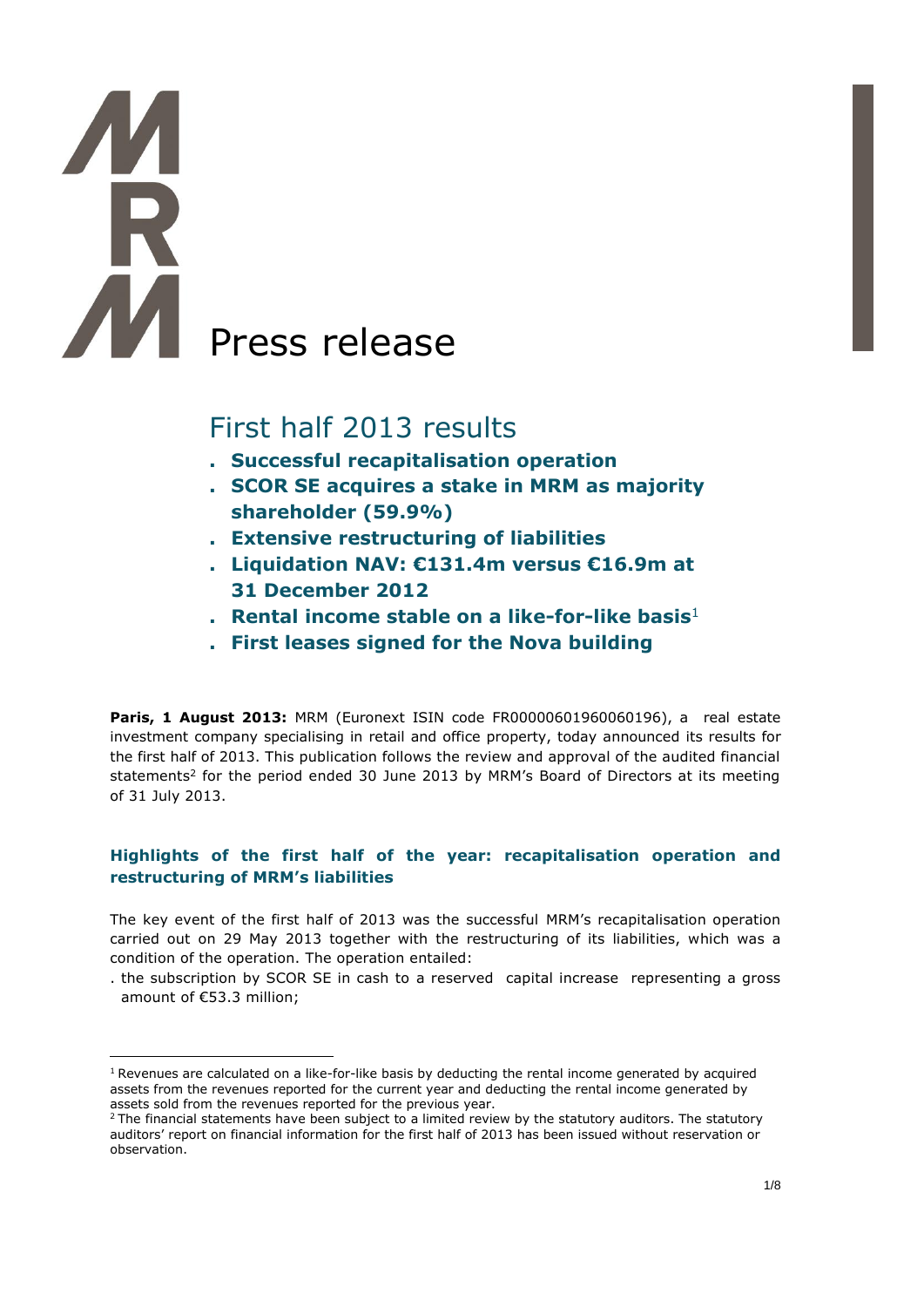# Press release

## First half 2013 results

- **Successful recapitalisation operation**
- **SCOR SE acquires a stake in MRM as majority shareholder (59.9%)**
- **Extensive restructuring of liabilities**
- **Liquidation NAV: €131.4m versus €16.9m at 31 December 2012**
- **Rental income stable on a like-for-like basis**[1]
- **First leases signed for the Nova building**

**Paris, 1 August 2013:** MRM (Euronext ISIN code FR00000601960060196), a real estate investment company specialising in retail and office property, today announced its results for the first half of 2013. This publication follows the review and approval of the audited financial statements[2] for the period ended 30 June 2013 by MRM's Board of Directors at its meeting of 31 July 2013.

### Highlights of the first half of the year: recapitalisation operation and restructuring of MRM's liabilities

The key event of the first half of 2013 was the successful MRM's recapitalisation operation carried out on 29 May 2013 together with the restructuring of its liabilities, which was a condition of the operation. The operation entailed:

- the subscription by SCOR SE in cash to a reserved capital increase representing a gross amount of €53.3 million;

---

[1] Revenues are calculated on a like-for-like basis by deducting the rental income generated by acquired assets from the revenues reported for the current year and deducting the rental income generated by assets sold from the revenues reported for the previous year.

[2] The financial statements have been subject to a limited review by the statutory auditors. The statutory auditors' report on financial information for the first half of 2013 has been issued without reservation or observation.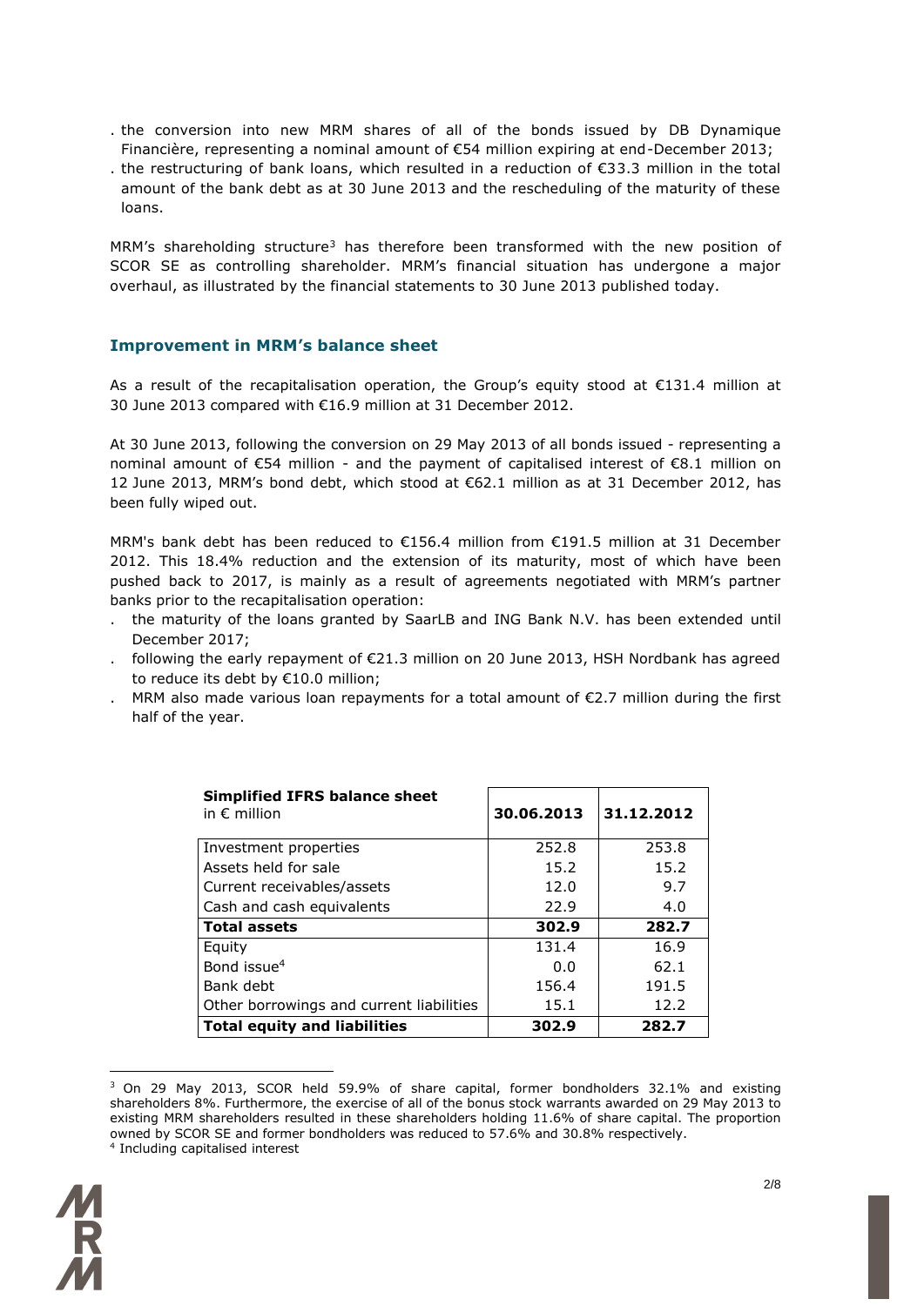- the conversion into new MRM shares of all of the bonds issued by DB Dynamique Financière, representing a nominal amount of €54 million expiring at end-December 2013;
- the restructuring of bank loans, which resulted in a reduction of €33.3 million in the total amount of the bank debt as at 30 June 2013 and the rescheduling of the maturity of these loans.

MRM's shareholding structure[3] has therefore been transformed with the new position of SCOR SE as controlling shareholder. MRM's financial situation has undergone a major overhaul, as illustrated by the financial statements to 30 June 2013 published today.

## Improvement in MRM's balance sheet

As a result of the recapitalisation operation, the Group's equity stood at €131.4 million at 30 June 2013 compared with €16.9 million at 31 December 2012.

At 30 June 2013, following the conversion on 29 May 2013 of all bonds issued - representing a nominal amount of €54 million - and the payment of capitalised interest of €8.1 million on 12 June 2013, MRM's bond debt, which stood at €62.1 million as at 31 December 2012, has been fully wiped out.

MRM's bank debt has been reduced to €156.4 million from €191.5 million at 31 December 2012. This 18.4% reduction and the extension of its maturity, most of which have been pushed back to 2017, is mainly as a result of agreements negotiated with MRM's partner banks prior to the recapitalisation operation:

- the maturity of the loans granted by SaarLB and ING Bank N.V. has been extended until December 2017;
- following the early repayment of €21.3 million on 20 June 2013, HSH Nordbank has agreed to reduce its debt by €10.0 million;
- MRM also made various loan repayments for a total amount of €2.7 million during the first half of the year.

| **Simplified IFRS balance sheet** in € million | **30.06.2013** | **31.12.2012** |
|---|---|---|
| Investment properties | 252.8 | 253.8 |
| Assets held for sale | 15.2 | 15.2 |
| Current receivables/assets | 12.0 | 9.7 |
| Cash and cash equivalents | 22.9 | 4.0 |
| **Total assets** | **302.9** | **282.7** |
| Equity | 131.4 | 16.9 |
| Bond issue[4] | 0.0 | 62.1 |
| Bank debt | 156.4 | 191.5 |
| Other borrowings and current liabilities | 15.1 | 12.2 |
| **Total equity and liabilities** | **302.9** | **282.7** |

[3] On 29 May 2013, SCOR held 59.9% of share capital, former bondholders 32.1% and existing shareholders 8%. Furthermore, the exercise of all of the bonus stock warrants awarded on 29 May 2013 to existing MRM shareholders resulted in these shareholders holding 11.6% of share capital. The proportion owned by SCOR SE and former bondholders was reduced to 57.6% and 30.8% respectively.

[4] Including capitalised interest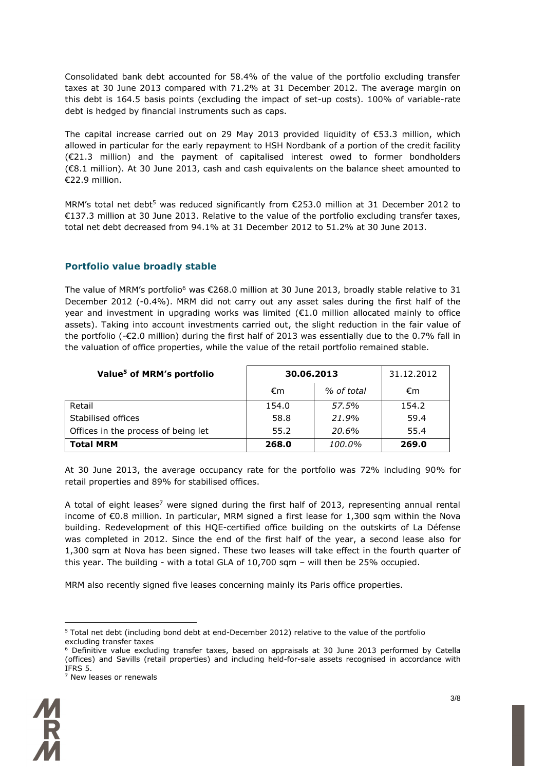Consolidated bank debt accounted for 58.4% of the value of the portfolio excluding transfer taxes at 30 June 2013 compared with 71.2% at 31 December 2012. The average margin on this debt is 164.5 basis points (excluding the impact of set-up costs). 100% of variable-rate debt is hedged by financial instruments such as caps.

The capital increase carried out on 29 May 2013 provided liquidity of €53.3 million, which allowed in particular for the early repayment to HSH Nordbank of a portion of the credit facility (€21.3 million) and the payment of capitalised interest owed to former bondholders (€8.1 million). At 30 June 2013, cash and cash equivalents on the balance sheet amounted to €22.9 million.

MRM's total net debt[5] was reduced significantly from €253.0 million at 31 December 2012 to €137.3 million at 30 June 2013. Relative to the value of the portfolio excluding transfer taxes, total net debt decreased from 94.1% at 31 December 2012 to 51.2% at 30 June 2013.

## Portfolio value broadly stable

The value of MRM's portfolio[6] was €268.0 million at 30 June 2013, broadly stable relative to 31 December 2012 (-0.4%). MRM did not carry out any asset sales during the first half of the year and investment in upgrading works was limited (€1.0 million allocated mainly to office assets). Taking into account investments carried out, the slight reduction in the fair value of the portfolio (-€2.0 million) during the first half of 2013 was essentially due to the 0.7% fall in the valuation of office properties, while the value of the retail portfolio remained stable.

| **Value[5] of MRM's portfolio** | **30.06.2013** | | 31.12.2012 |
|---|---|---|---|
| | €m | *% of total* | €m |
| Retail | 154.0 | *57.5%* | 154.2 |
| Stabilised offices | 58.8 | *21.9%* | 59.4 |
| Offices in the process of being let | 55.2 | *20.6%* | 55.4 |
| **Total MRM** | **268.0** | *100.0%* | **269.0** |

At 30 June 2013, the average occupancy rate for the portfolio was 72% including 90% for retail properties and 89% for stabilised offices.

A total of eight leases[7] were signed during the first half of 2013, representing annual rental income of €0.8 million. In particular, MRM signed a first lease for 1,300 sqm within the Nova building. Redevelopment of this HQE-certified office building on the outskirts of La Défense was completed in 2012. Since the end of the first half of the year, a second lease also for 1,300 sqm at Nova has been signed. These two leases will take effect in the fourth quarter of this year. The building - with a total GLA of 10,700 sqm – will then be 25% occupied.

MRM also recently signed five leases concerning mainly its Paris office properties.

---

[5] Total net debt (including bond debt at end-December 2012) relative to the value of the portfolio excluding transfer taxes

[6] Definitive value excluding transfer taxes, based on appraisals at 30 June 2013 performed by Catella (offices) and Savills (retail properties) and including held-for-sale assets recognised in accordance with IFRS 5.

[7] New leases or renewals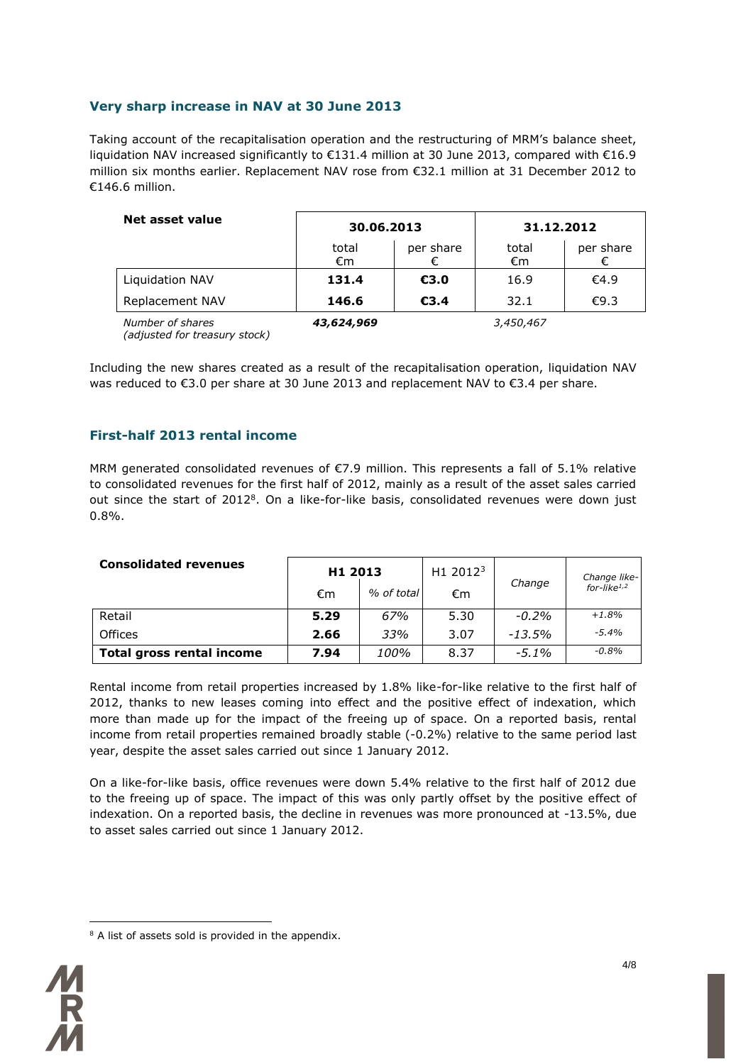## Very sharp increase in NAV at 30 June 2013

Taking account of the recapitalisation operation and the restructuring of MRM's balance sheet, liquidation NAV increased significantly to €131.4 million at 30 June 2013, compared with €16.9 million six months earlier. Replacement NAV rose from €32.1 million at 31 December 2012 to €146.6 million.

| Net asset value | 30.06.2013 | | 31.12.2012 | |
|---|---|---|---|---|
| | total €m | per share € | total €m | per share € |
| Liquidation NAV | **131.4** | **€3.0** | 16.9 | €4.9 |
| Replacement NAV | **146.6** | **€3.4** | 32.1 | €9.3 |
| *Number of shares (adjusted for treasury stock)* | ***43,624,969*** | | *3,450,467* | |

Including the new shares created as a result of the recapitalisation operation, liquidation NAV was reduced to €3.0 per share at 30 June 2013 and replacement NAV to €3.4 per share.

## First-half 2013 rental income

MRM generated consolidated revenues of €7.9 million. This represents a fall of 5.1% relative to consolidated revenues for the first half of 2012, mainly as a result of the asset sales carried out since the start of 2012[8]. On a like-for-like basis, consolidated revenues were down just 0.8%.

| Consolidated revenues | H1 2013 | | H1 2012[3] | *Change* | *Change like-for-like[1,2]* |
|---|---|---|---|---|---|
| | €m | *% of total* | €m | | |
| Retail | **5.29** | *67%* | 5.30 | *-0.2%* | *+1.8%* |
| Offices | **2.66** | *33%* | 3.07 | *-13.5%* | *-5.4%* |
| **Total gross rental income** | **7.94** | *100%* | 8.37 | *-5.1%* | *-0.8%* |

Rental income from retail properties increased by 1.8% like-for-like relative to the first half of 2012, thanks to new leases coming into effect and the positive effect of indexation, which more than made up for the impact of the freeing up of space. On a reported basis, rental income from retail properties remained broadly stable (-0.2%) relative to the same period last year, despite the asset sales carried out since 1 January 2012.

On a like-for-like basis, office revenues were down 5.4% relative to the first half of 2012 due to the freeing up of space. The impact of this was only partly offset by the positive effect of indexation. On a reported basis, the decline in revenues was more pronounced at -13.5%, due to asset sales carried out since 1 January 2012.

[8] A list of assets sold is provided in the appendix.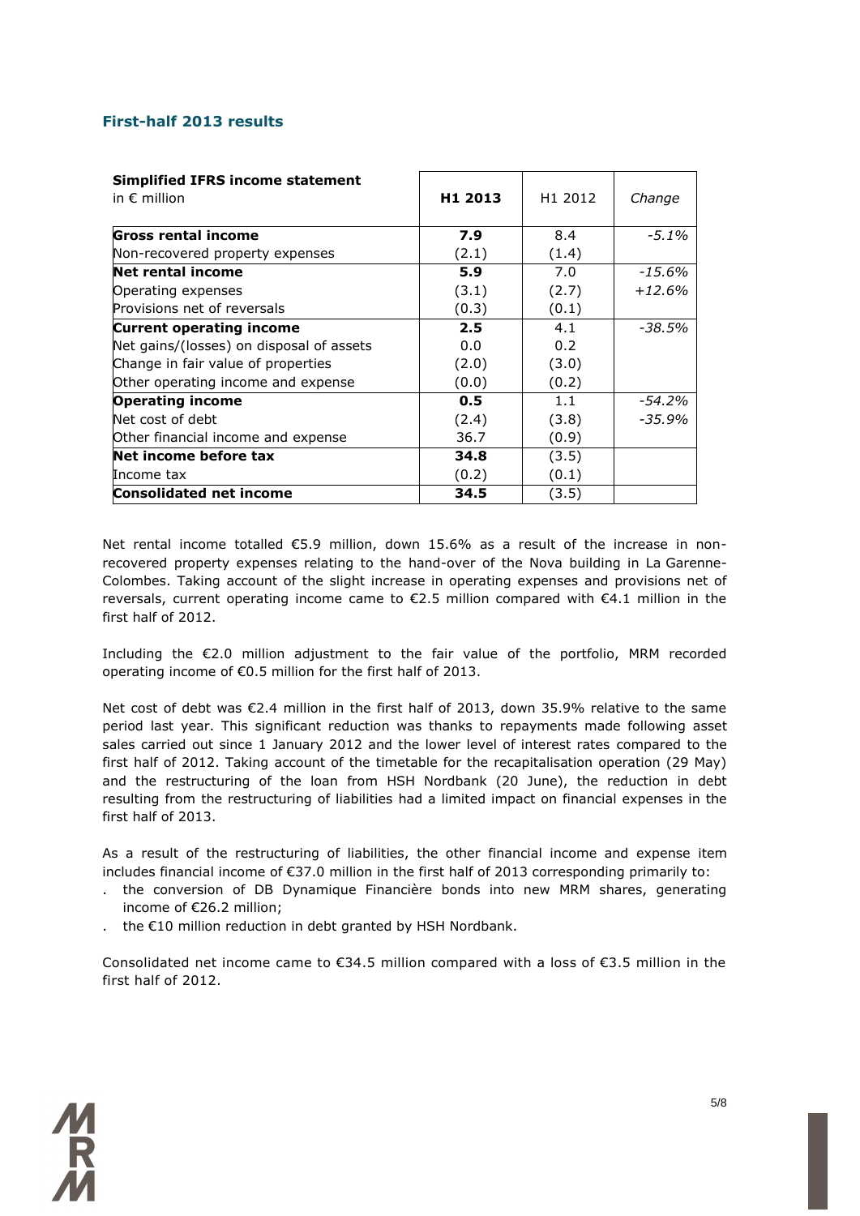## First-half 2013 results

| **Simplified IFRS income statement** in € million | **H1 2013** | H1 2012 | *Change* |
|---|---|---|---|
| **Gross rental income** | **7.9** | 8.4 | *-5.1%* |
| Non-recovered property expenses | (2.1) | (1.4) | |
| **Net rental income** | **5.9** | 7.0 | *-15.6%* |
| Operating expenses | (3.1) | (2.7) | *+12.6%* |
| Provisions net of reversals | (0.3) | (0.1) | |
| **Current operating income** | **2.5** | 4.1 | *-38.5%* |
| Net gains/(losses) on disposal of assets | 0.0 | 0.2 | |
| Change in fair value of properties | (2.0) | (3.0) | |
| Other operating income and expense | (0.0) | (0.2) | |
| **Operating income** | **0.5** | 1.1 | *-54.2%* |
| Net cost of debt | (2.4) | (3.8) | *-35.9%* |
| Other financial income and expense | 36.7 | (0.9) | |
| **Net income before tax** | **34.8** | (3.5) | |
| Income tax | (0.2) | (0.1) | |
| **Consolidated net income** | **34.5** | (3.5) | |

Net rental income totalled €5.9 million, down 15.6% as a result of the increase in non-recovered property expenses relating to the hand-over of the Nova building in La Garenne-Colombes. Taking account of the slight increase in operating expenses and provisions net of reversals, current operating income came to €2.5 million compared with €4.1 million in the first half of 2012.

Including the €2.0 million adjustment to the fair value of the portfolio, MRM recorded operating income of €0.5 million for the first half of 2013.

Net cost of debt was €2.4 million in the first half of 2013, down 35.9% relative to the same period last year. This significant reduction was thanks to repayments made following asset sales carried out since 1 January 2012 and the lower level of interest rates compared to the first half of 2012. Taking account of the timetable for the recapitalisation operation (29 May) and the restructuring of the loan from HSH Nordbank (20 June), the reduction in debt resulting from the restructuring of liabilities had a limited impact on financial expenses in the first half of 2013.

As a result of the restructuring of liabilities, the other financial income and expense item includes financial income of €37.0 million in the first half of 2013 corresponding primarily to:

- the conversion of DB Dynamique Financière bonds into new MRM shares, generating income of €26.2 million;
- the €10 million reduction in debt granted by HSH Nordbank.

Consolidated net income came to €34.5 million compared with a loss of €3.5 million in the first half of 2012.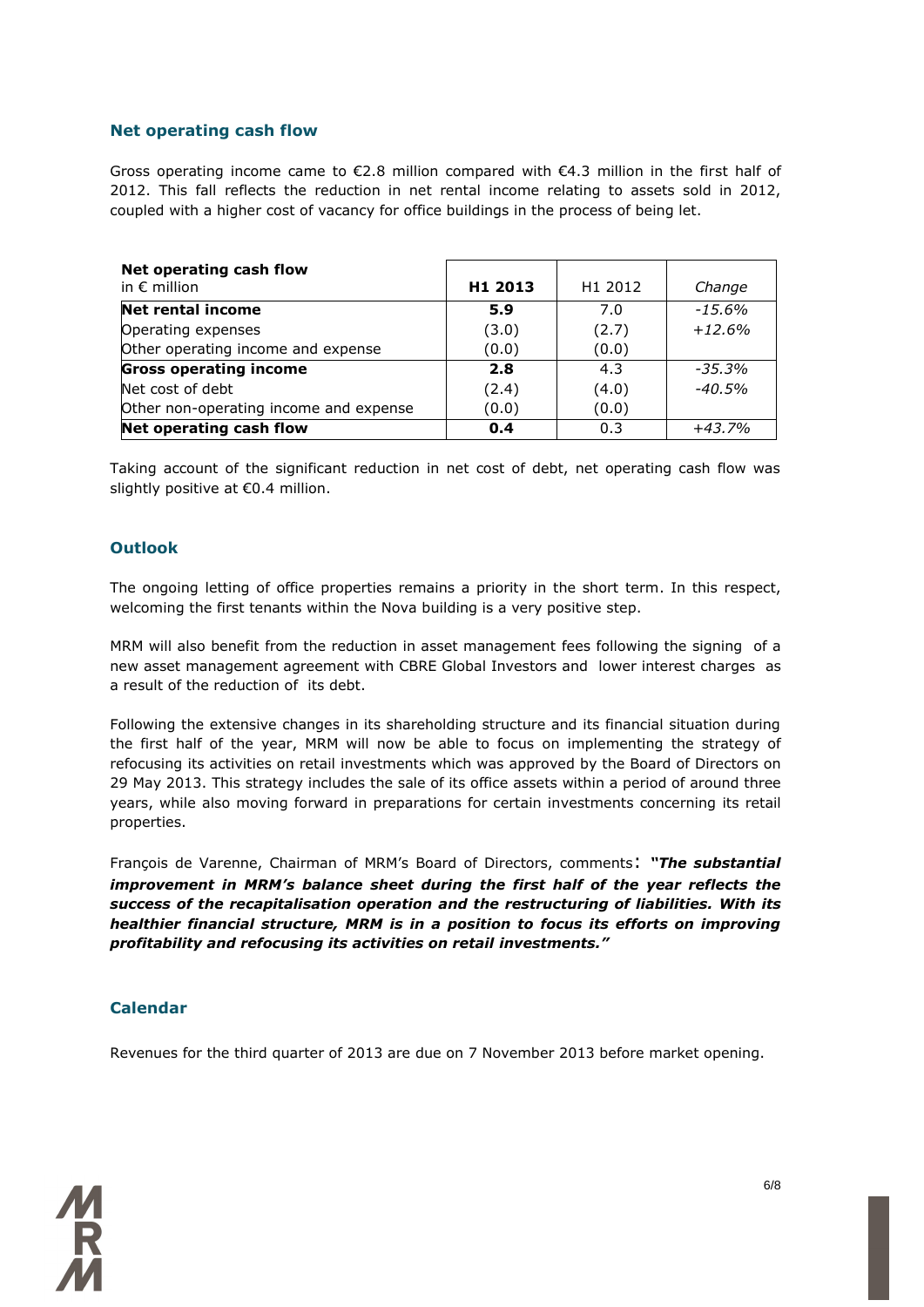## Net operating cash flow

Gross operating income came to €2.8 million compared with €4.3 million in the first half of 2012. This fall reflects the reduction in net rental income relating to assets sold in 2012, coupled with a higher cost of vacancy for office buildings in the process of being let.

| **Net operating cash flow** in € million | **H1 2013** | H1 2012 | *Change* |
|---|---|---|---|
| **Net rental income** | **5.9** | 7.0 | *-15.6%* |
| Operating expenses | (3.0) | (2.7) | *+12.6%* |
| Other operating income and expense | (0.0) | (0.0) | |
| **Gross operating income** | **2.8** | 4.3 | *-35.3%* |
| Net cost of debt | (2.4) | (4.0) | *-40.5%* |
| Other non-operating income and expense | (0.0) | (0.0) | |
| **Net operating cash flow** | **0.4** | 0.3 | *+43.7%* |

Taking account of the significant reduction in net cost of debt, net operating cash flow was slightly positive at €0.4 million.

## Outlook

The ongoing letting of office properties remains a priority in the short term. In this respect, welcoming the first tenants within the Nova building is a very positive step.

MRM will also benefit from the reduction in asset management fees following the signing of a new asset management agreement with CBRE Global Investors and lower interest charges as a result of the reduction of its debt.

Following the extensive changes in its shareholding structure and its financial situation during the first half of the year, MRM will now be able to focus on implementing the strategy of refocusing its activities on retail investments which was approved by the Board of Directors on 29 May 2013. This strategy includes the sale of its office assets within a period of around three years, while also moving forward in preparations for certain investments concerning its retail properties.

François de Varenne, Chairman of MRM's Board of Directors, comments: ***"The substantial improvement in MRM's balance sheet during the first half of the year reflects the success of the recapitalisation operation and the restructuring of liabilities. With its healthier financial structure, MRM is in a position to focus its efforts on improving profitability and refocusing its activities on retail investments."***

## Calendar

Revenues for the third quarter of 2013 are due on 7 November 2013 before market opening.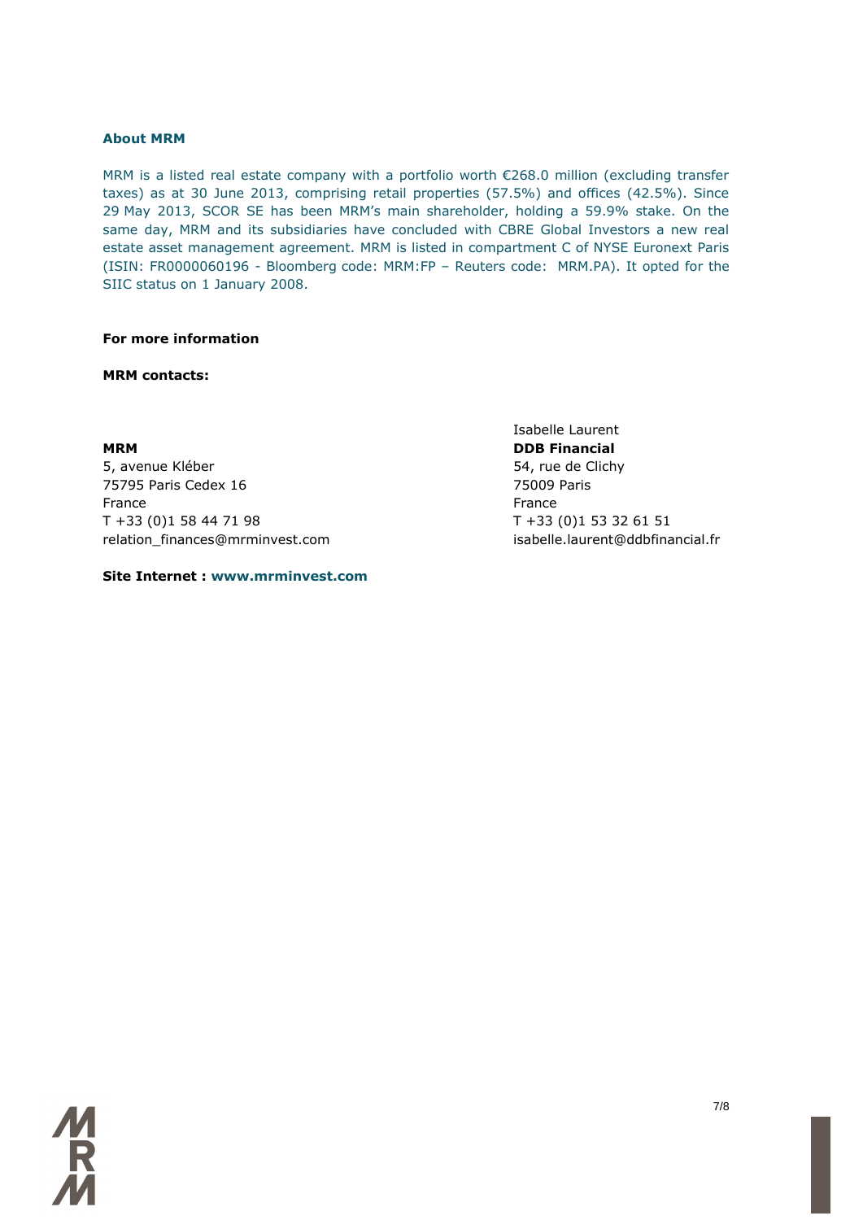**About MRM**

MRM is a listed real estate company with a portfolio worth €268.0 million (excluding transfer taxes) as at 30 June 2013, comprising retail properties (57.5%) and offices (42.5%). Since 29 May 2013, SCOR SE has been MRM's main shareholder, holding a 59.9% stake. On the same day, MRM and its subsidiaries have concluded with CBRE Global Investors a new real estate asset management agreement. MRM is listed in compartment C of NYSE Euronext Paris (ISIN: FR0000060196 - Bloomberg code: MRM:FP – Reuters code: MRM.PA). It opted for the SIIC status on 1 January 2008.

**For more information**

**MRM contacts:**

**MRM**
5, avenue Kléber
75795 Paris Cedex 16
France
T +33 (0)1 58 44 71 98
relation_finances@mrminvest.com

Isabelle Laurent
**DDB Financial**
54, rue de Clichy
75009 Paris
France
T +33 (0)1 53 32 61 51
isabelle.laurent@ddbfinancial.fr

**Site Internet : www.mrminvest.com**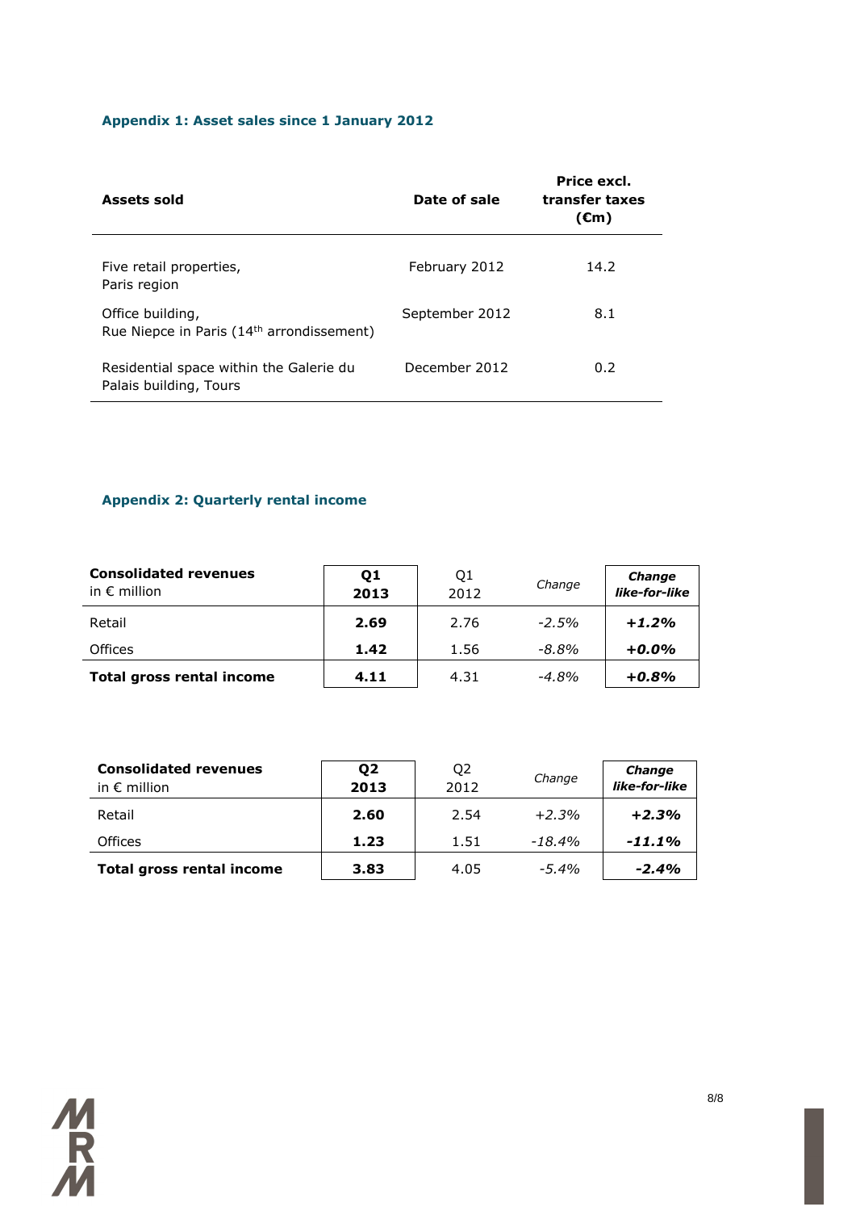### Appendix 1: Asset sales since 1 January 2012

| Assets sold | Date of sale | Price excl. transfer taxes (€m) |
|---|---|---|
| Five retail properties, Paris region | February 2012 | 14.2 |
| Office building, Rue Niepce in Paris (14th arrondissement) | September 2012 | 8.1 |
| Residential space within the Galerie du Palais building, Tours | December 2012 | 0.2 |

### Appendix 2: Quarterly rental income

| **Consolidated revenues** in € million | **Q1 2013** | Q1 2012 | *Change* | ***Change like-for-like*** |
|---|---|---|---|---|
| Retail | **2.69** | 2.76 | *-2.5%* | ***+1.2%*** |
| Offices | **1.42** | 1.56 | *-8.8%* | ***+0.0%*** |
| **Total gross rental income** | **4.11** | 4.31 | *-4.8%* | ***+0.8%*** |

| **Consolidated revenues** in € million | **Q2 2013** | Q2 2012 | *Change* | ***Change like-for-like*** |
|---|---|---|---|---|
| Retail | **2.60** | 2.54 | *+2.3%* | ***+2.3%*** |
| Offices | **1.23** | 1.51 | *-18.4%* | ***-11.1%*** |
| **Total gross rental income** | **3.83** | 4.05 | *-5.4%* | ***-2.4%*** |